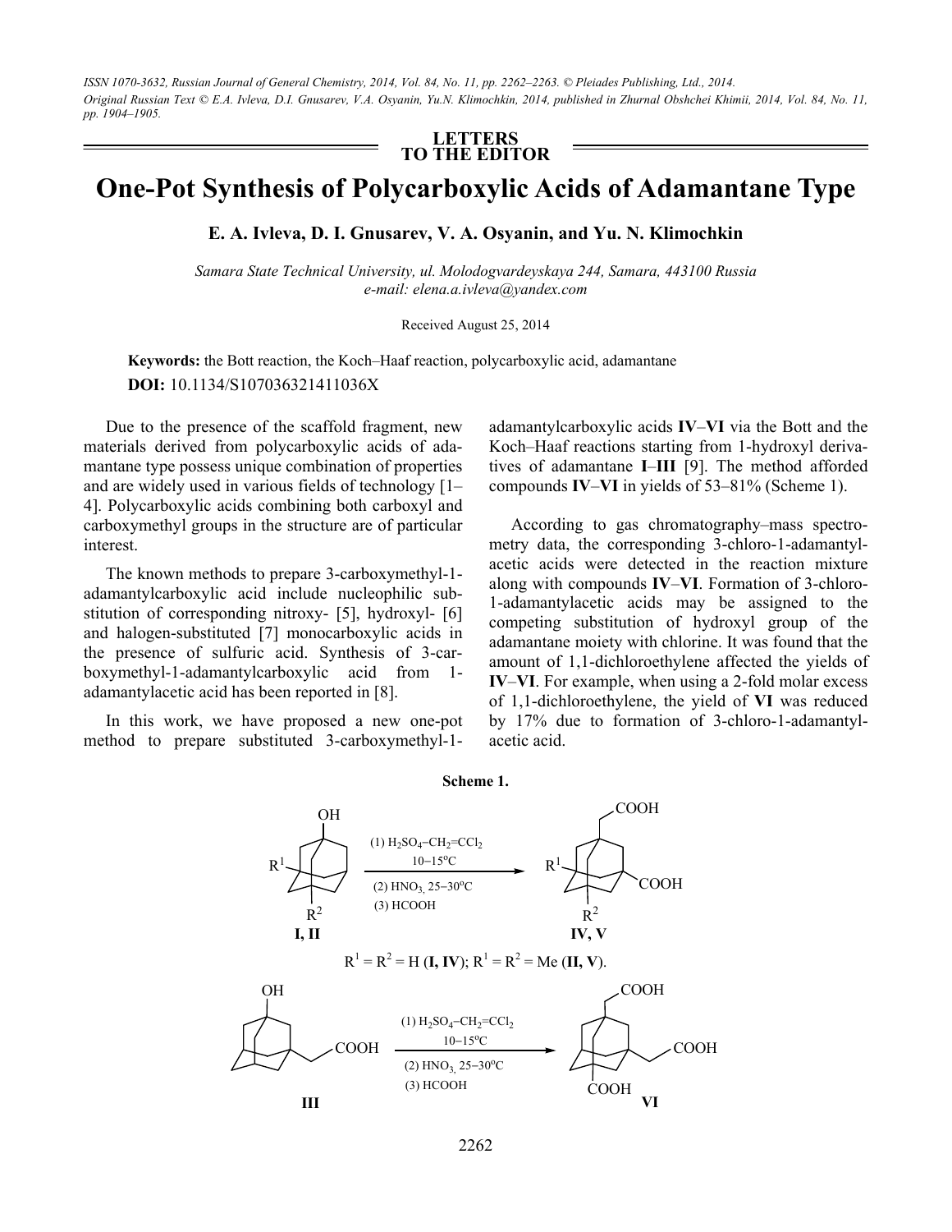ISSN 1070-3632, Russian Journal of General Chemistry, 2014, Vol. 84, No. 11, pp. 2262–2263. © Pleiades Publishing, Ltd., 2014.
Original Russian Text © E.A. Ivleva, D.I. Gnusarev, V.A. Osyanin, Yu.N. Klimochkin, 2014, published in Zhurnal Obshchei Khimii, 2014, Vol. 84, No. 11, pp. 1904–1905.

**LETTERS TO THE EDITOR**

# One-Pot Synthesis of Polycarboxylic Acids of Adamantane Type

**E. A. Ivleva, D. I. Gnusarev, V. A. Osyanin, and Yu. N. Klimochkin**

*Samara State Technical University, ul. Molodogvardeyskaya 244, Samara, 443100 Russia*
*e-mail: elena.a.ivleva@yandex.com*

Received August 25, 2014

**Keywords:** the Bott reaction, the Koch–Haaf reaction, polycarboxylic acid, adamantane

**DOI:** 10.1134/S107036321411036X

Due to the presence of the scaffold fragment, new materials derived from polycarboxylic acids of adamantane type possess unique combination of properties and are widely used in various fields of technology [1–4]. Polycarboxylic acids combining both carboxyl and carboxymethyl groups in the structure are of particular interest.

The known methods to prepare 3-carboxymethyl-1-adamantylcarboxylic acid include nucleophilic substitution of corresponding nitroxy- [5], hydroxyl- [6] and halogen-substituted [7] monocarboxylic acids in the presence of sulfuric acid. Synthesis of 3-carboxymethyl-1-adamantylcarboxylic acid from 1-adamantylacetic acid has been reported in [8].

In this work, we have proposed a new one-pot method to prepare substituted 3-carboxymethyl-1-adamantylcarboxylic acids **IV**–**VI** via the Bott and the Koch–Haaf reactions starting from 1-hydroxyl derivatives of adamantane **I**–**III** [9]. The method afforded compounds **IV**–**VI** in yields of 53–81% (Scheme 1).

According to gas chromatography–mass spectrometry data, the corresponding 3-chloro-1-adamantylacetic acids were detected in the reaction mixture along with compounds **IV**–**VI**. Formation of 3-chloro-1-adamantylacetic acids may be assigned to the competing substitution of hydroxyl group of the adamantane moiety with chlorine. It was found that the amount of 1,1-dichloroethylene affected the yields of **IV**–**VI**. For example, when using a 2-fold molar excess of 1,1-dichloroethylene, the yield of **VI** was reduced by 17% due to formation of 3-chloro-1-adamantylacetic acid.

**Scheme 1.**

OH
$R^1$
$R^2$
**I, II**
(1) $H_2SO_4$–$CH_2$=$CCl_2$, 10–15°C
(2) $HNO_3$, 25–30°C
(3) HCOOH
COOH
$R^1$
COOH
$R^2$
**IV, V**

$R^1 = R^2 = H$ (**I, IV**); $R^1 = R^2 = Me$ (**II, V**).

OH
COOH
**III**
(1) $H_2SO_4$–$CH_2$=$CCl_2$, 10–15°C
(2) $HNO_3$, 25–30°C
(3) HCOOH
COOH
COOH
COOH
**VI**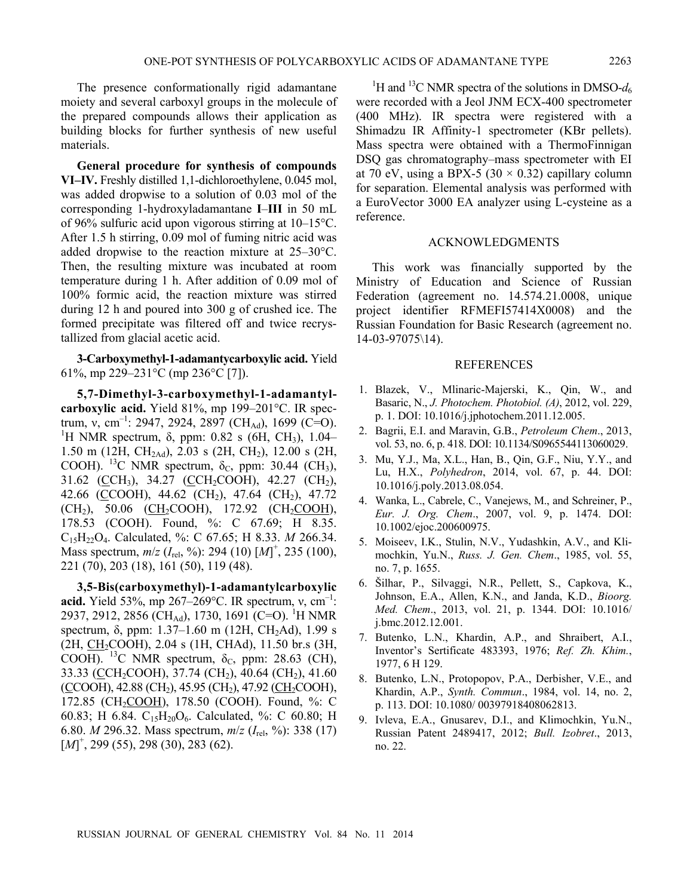The presence conformationally rigid adamantane moiety and several carboxyl groups in the molecule of the prepared compounds allows their application as building blocks for further synthesis of new useful materials.

**General procedure for synthesis of compounds VI–IV.** Freshly distilled 1,1-dichloroethylene, 0.045 mol, was added dropwise to a solution of 0.03 mol of the corresponding 1-hydroxyladamantane **I**–**III** in 50 mL of 96% sulfuric acid upon vigorous stirring at 10–15°C. After 1.5 h stirring, 0.09 mol of fuming nitric acid was added dropwise to the reaction mixture at 25–30°C. Then, the resulting mixture was incubated at room temperature during 1 h. After addition of 0.09 mol of 100% formic acid, the reaction mixture was stirred during 12 h and poured into 300 g of crushed ice. The formed precipitate was filtered off and twice recrystallized from glacial acetic acid.

**3-Carboxymethyl-1-adamantycarboxylic acid.** Yield 61%, mp 229–231°C (mp 236°C [7]).

**5,7-Dimethyl-3-carboxymethyl-1-adamantylcarboxylic acid.** Yield 81%, mp 199–201°C. IR spectrum, ν, $cm^{-1}$: 2947, 2924, 2897 ($CH_{Ad}$), 1699 (C=O). $^1H$ NMR spectrum, δ, ppm: 0.82 s (6H, $CH_3$), 1.04–1.50 m (12H, $CH_{2Ad}$), 2.03 s (2H, $CH_2$), 12.00 s (2H, COOH). $^{13}C$ NMR spectrum, $\delta_C$, ppm: 30.44 ($CH_3$), 31.62 ($\underline{C}CH_3$), 34.27 ($\underline{C}CH_2COOH$), 42.27 ($CH_2$), 42.66 ($\underline{C}COOH$), 44.62 ($CH_2$), 47.64 ($CH_2$), 47.72 ($CH_2$), 50.06 ($\underline{CH_2}COOH$), 172.92 ($CH_2\underline{COOH}$), 178.53 (COOH). Found, %: C 67.69; H 8.35. $C_{15}H_{22}O_4$. Calculated, %: C 67.65; H 8.33. *M* 266.34. Mass spectrum, *m*/*z* ($I_{rel}$, %): 294 (10) $[M]^+$, 235 (100), 221 (70), 203 (18), 161 (50), 119 (48).

**3,5-Bis(carboxymethyl)-1-adamantylcarboxylic acid.** Yield 53%, mp 267–269°C. IR spectrum, ν, $cm^{-1}$: 2937, 2912, 2856 ($CH_{Ad}$), 1730, 1691 (C=O). $^1H$ NMR spectrum, δ, ppm: 1.37–1.60 m (12H, $CH_2$Ad), 1.99 s (2H, $\underline{CH_2}COOH$), 2.04 s (1H, CHAd), 11.50 br.s (3H, COOH). $^{13}C$ NMR spectrum, $\delta_C$, ppm: 28.63 (CH), 33.33 ($\underline{C}CH_2COOH$), 37.74 ($CH_2$), 40.64 ($CH_2$), 41.60 ($\underline{C}COOH$), 42.88 ($CH_2$), 45.95 ($CH_2$), 47.92 ($\underline{CH_2}COOH$), 172.85 ($CH_2\underline{COOH}$), 178.50 (COOH). Found, %: C 60.83; H 6.84. $C_{15}H_{20}O_6$. Calculated, %: C 60.80; H 6.80. *M* 296.32. Mass spectrum, *m*/*z* ($I_{rel}$, %): 338 (17) $[M]^+$, 299 (55), 298 (30), 283 (62).

$^1H$ and $^{13}C$ NMR spectra of the solutions in DMSO-$d_6$ were recorded with a Jeol JNM ECX-400 spectrometer (400 MHz). IR spectra were registered with a Shimadzu IR Affinity-1 spectrometer (KBr pellets). Mass spectra were obtained with a ThermoFinnigan DSQ gas chromatography–mass spectrometer with EI at 70 eV, using a BPX-5 (30 × 0.32) capillary column for separation. Elemental analysis was performed with a EuroVector 3000 EA analyzer using L-cysteine as a reference.

## ACKNOWLEDGMENTS

This work was financially supported by the Ministry of Education and Science of Russian Federation (agreement no. 14.574.21.0008, unique project identifier RFMEFI57414X0008) and the Russian Foundation for Basic Research (agreement no. 14-03-97075\14).

## REFERENCES

1. Blazek, V., Mlinaric-Majerski, K., Qin, W., and Basaric, N., *J. Photochem. Photobiol. (A)*, 2012, vol. 229, p. 1. DOI: 10.1016/j.jphotochem.2011.12.005.
2. Bagrii, E.I. and Maravin, G.B., *Petroleum Chem*., 2013, vol. 53, no. 6, p. 418. DOI: 10.1134/S0965544113060029.
3. Mu, Y.J., Ma, X.L., Han, B., Qin, G.F., Niu, Y.Y., and Lu, H.X., *Polyhedron*, 2014, vol. 67, p. 44. DOI: 10.1016/j.poly.2013.08.054.
4. Wanka, L., Cabrele, C., Vanejews, M., and Schreiner, P., *Eur. J. Org. Chem*., 2007, vol. 9, p. 1474. DOI: 10.1002/ejoc.200600975.
5. Moiseev, I.K., Stulin, N.V., Yudashkin, A.V., and Klimochkin, Yu.N., *Russ. J. Gen. Chem*., 1985, vol. 55, no. 7, p. 1655.
6. Šilhar, P., Silvaggi, N.R., Pellett, S., Capkova, K., Johnson, E.A., Allen, K.N., and Janda, K.D., *Bioorg. Med. Chem*., 2013, vol. 21, p. 1344. DOI: 10.1016/j.bmc.2012.12.001.
7. Butenko, L.N., Khardin, A.P., and Shraibert, A.I., Inventor's Sertificate 483393, 1976; *Ref. Zh. Khim.*, 1977, 6 H 129.
8. Butenko, L.N., Protopopov, P.A., Derbisher, V.E., and Khardin, A.P., *Synth. Commun*., 1984, vol. 14, no. 2, p. 113. DOI: 10.1080/ 00397918408062813.
9. Ivleva, E.A., Gnusarev, D.I., and Klimochkin, Yu.N., Russian Patent 2489417, 2012; *Bull. Izobret*., 2013, no. 22.